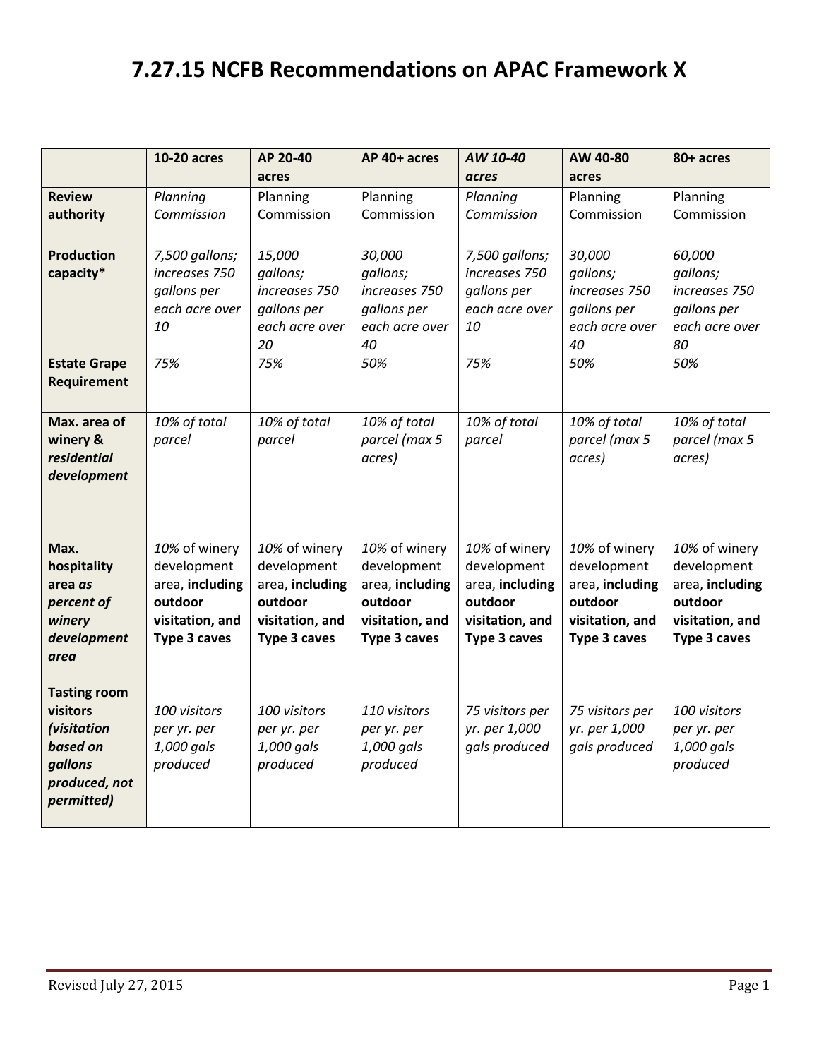# 7.27.15 NCFB Recommendations on APAC Framework X

| | **10-20 acres** | **AP 20-40 acres** | **AP 40+ acres** | ***AW 10-40 acres*** | **AW 40-80 acres** | **80+ acres** |
|---|---|---|---|---|---|---|
| **Review authority** | *Planning Commission* | Planning Commission | Planning Commission | *Planning Commission* | Planning Commission | Planning Commission |
| **Production capacity*** | *7,500 gallons; increases 750 gallons per each acre over 10* | *15,000 gallons; increases 750 gallons per each acre over 20* | *30,000 gallons; increases 750 gallons per each acre over 40* | *7,500 gallons; increases 750 gallons per each acre over 10* | *30,000 gallons; increases 750 gallons per each acre over 40* | *60,000 gallons; increases 750 gallons per each acre over 80* |
| **Estate Grape Requirement** | *75%* | *75%* | *50%* | *75%* | *50%* | *50%* |
| **Max. area of winery & *residential development*** | *10% of total parcel* | *10% of total parcel* | *10% of total parcel (max 5 acres)* | *10% of total parcel* | *10% of total parcel (max 5 acres)* | *10% of total parcel (max 5 acres)* |
| **Max. hospitality area *as percent of winery development area*** | *10%* of winery development area, **including outdoor visitation, and Type 3 caves** | *10%* of winery development area, **including outdoor visitation, and Type 3 caves** | *10%* of winery development area, **including outdoor visitation, and Type 3 caves** | *10%* of winery development area, **including outdoor visitation, and Type 3 caves** | *10%* of winery development area, **including outdoor visitation, and Type 3 caves** | *10%* of winery development area, **including outdoor visitation, and Type 3 caves** |
| **Tasting room visitors *(visitation based on gallons produced, not permitted)*** | *100 visitors per yr. per 1,000 gals produced* | *100 visitors per yr. per 1,000 gals produced* | *110 visitors per yr. per 1,000 gals produced* | *75 visitors per yr. per 1,000 gals produced* | *75 visitors per yr. per 1,000 gals produced* | *100 visitors per yr. per 1,000 gals produced* |

Revised July 27, 2015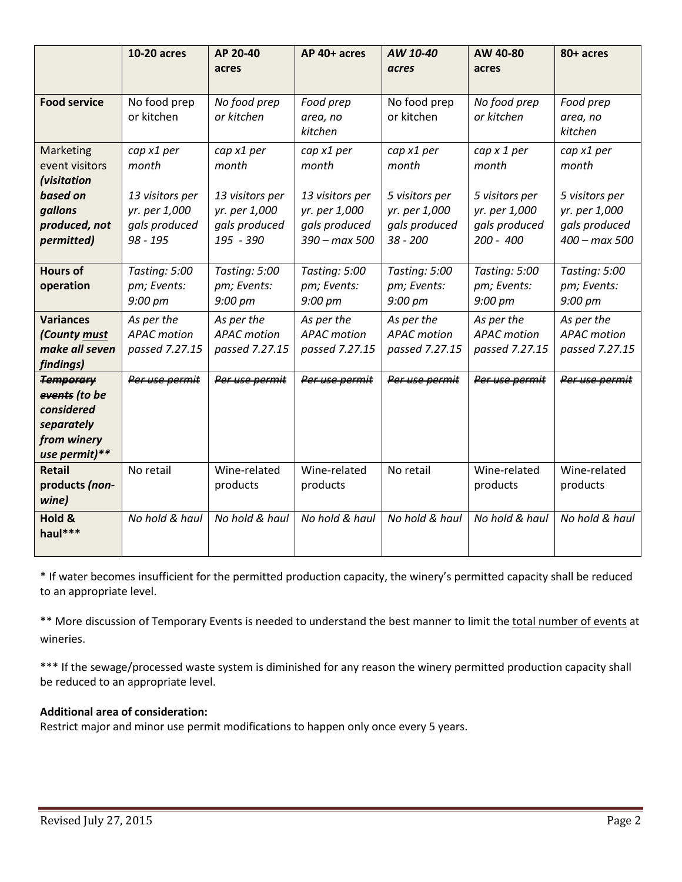| | **10-20 acres** | **AP 20-40 acres** | **AP 40+ acres** | ***AW 10-40 acres*** | **AW 40-80 acres** | **80+ acres** |
|---|---|---|---|---|---|---|
| **Food service** | No food prep or kitchen | *No food prep or kitchen* | *Food prep area, no kitchen* | No food prep or kitchen | *No food prep or kitchen* | *Food prep area, no kitchen* |
| Marketing event visitors ***(visitation based on gallons produced, not permitted)*** | *cap x1 per month*<br><br>*13 visitors per yr. per 1,000 gals produced 98 - 195* | *cap x1 per month*<br><br>*13 visitors per yr. per 1,000 gals produced 195 - 390* | *cap x1 per month*<br><br>*13 visitors per yr. per 1,000 gals produced 390 – max 500* | *cap x1 per month*<br><br>*5 visitors per yr. per 1,000 gals produced 38 - 200* | *cap x 1 per month*<br><br>*5 visitors per yr. per 1,000 gals produced 200 - 400* | *cap x1 per month*<br><br>*5 visitors per yr. per 1,000 gals produced 400 – max 500* |
| **Hours of operation** | *Tasting: 5:00 pm; Events: 9:00 pm* | *Tasting: 5:00 pm; Events: 9:00 pm* | *Tasting: 5:00 pm; Events: 9:00 pm* | *Tasting: 5:00 pm; Events: 9:00 pm* | *Tasting: 5:00 pm; Events: 9:00 pm* | *Tasting: 5:00 pm; Events: 9:00 pm* |
| **Variances *(County must make all seven findings)*** | *As per the APAC motion passed 7.27.15* | *As per the APAC motion passed 7.27.15* | *As per the APAC motion passed 7.27.15* | *As per the APAC motion passed 7.27.15* | *As per the APAC motion passed 7.27.15* | *As per the APAC motion passed 7.27.15* |
| ~~***Temporary events***~~ ***(to be considered separately from winery use permit)\*\**** | ~~*Per use permit*~~ | ~~*Per use permit*~~ | ~~*Per use permit*~~ | ~~*Per use permit*~~ | ~~*Per use permit*~~ | ~~*Per use permit*~~ |
| **Retail products *(non-wine)*** | No retail | Wine-related products | Wine-related products | No retail | Wine-related products | Wine-related products |
| **Hold & haul\*\*\*** | *No hold & haul* | *No hold & haul* | *No hold & haul* | *No hold & haul* | *No hold & haul* | *No hold & haul* |

\* If water becomes insufficient for the permitted production capacity, the winery's permitted capacity shall be reduced to an appropriate level.

\*\* More discussion of Temporary Events is needed to understand the best manner to limit the total number of events at wineries.

\*\*\* If the sewage/processed waste system is diminished for any reason the winery permitted production capacity shall be reduced to an appropriate level.

**Additional area of consideration:**

Restrict major and minor use permit modifications to happen only once every 5 years.

Revised July 27, 2015